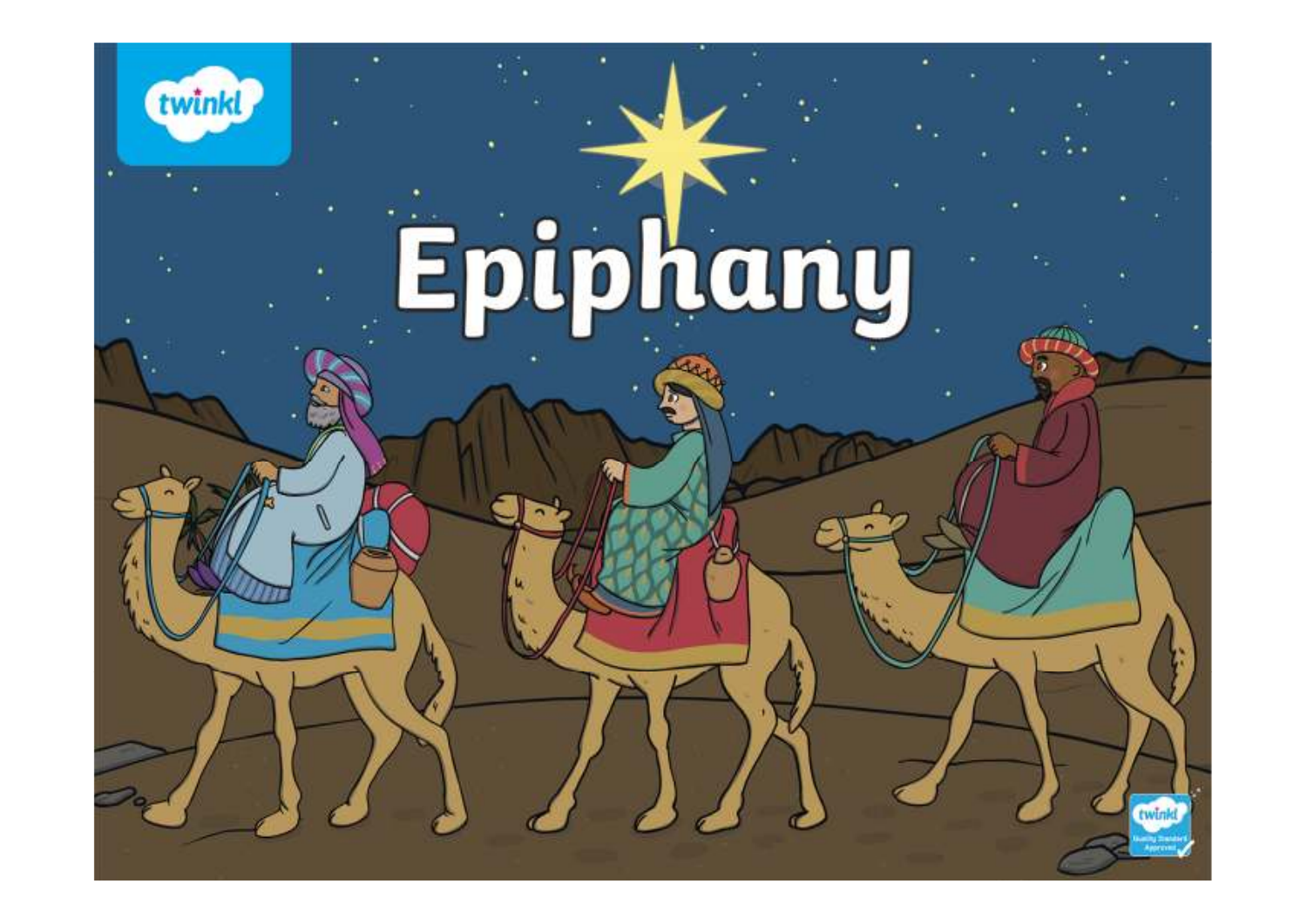# Epiphany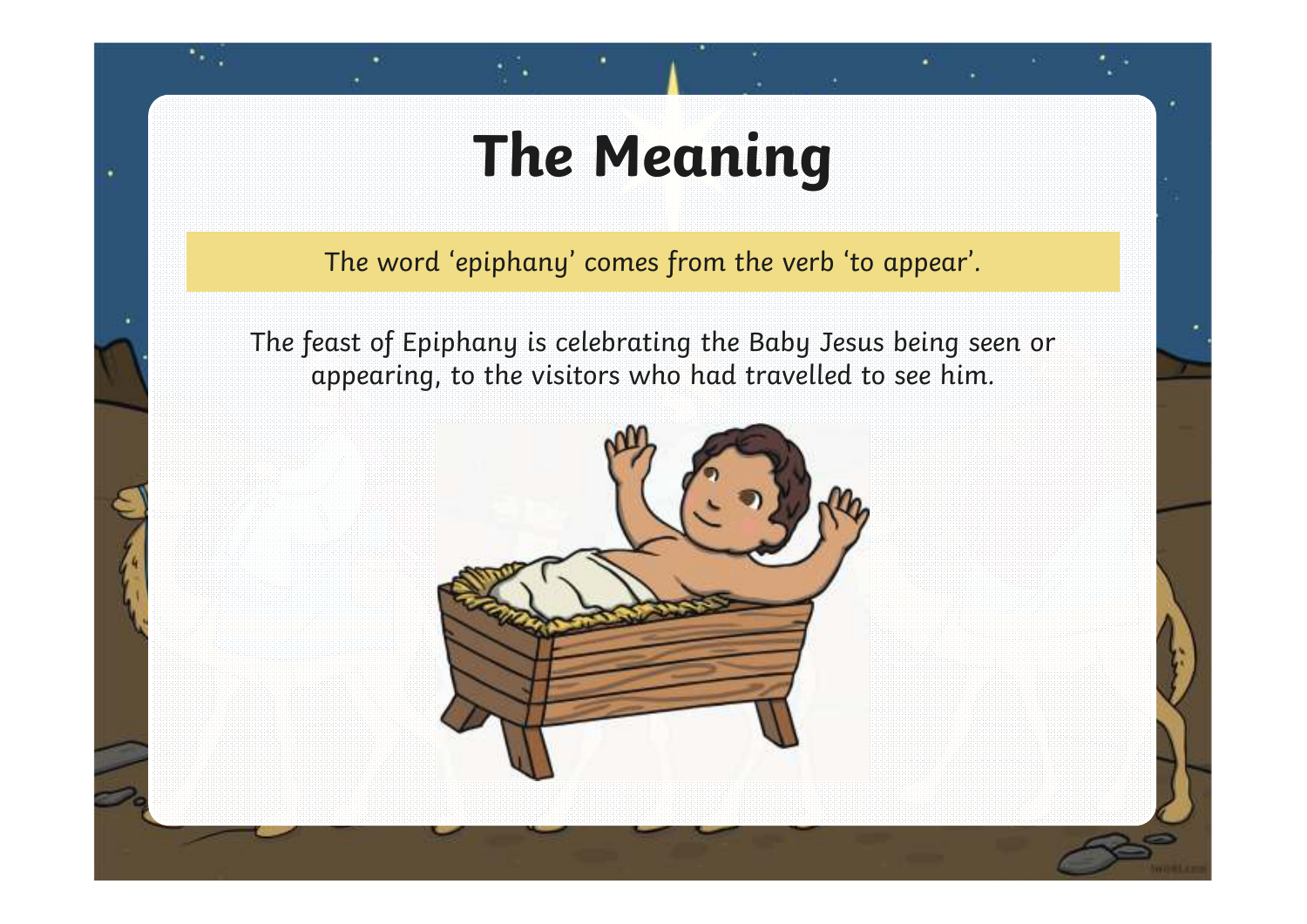# The Meaning

The word 'epiphany' comes from the verb 'to appear'.

The feast of Epiphany is celebrating the Baby Jesus being seen or appearing, to the visitors who had travelled to see him.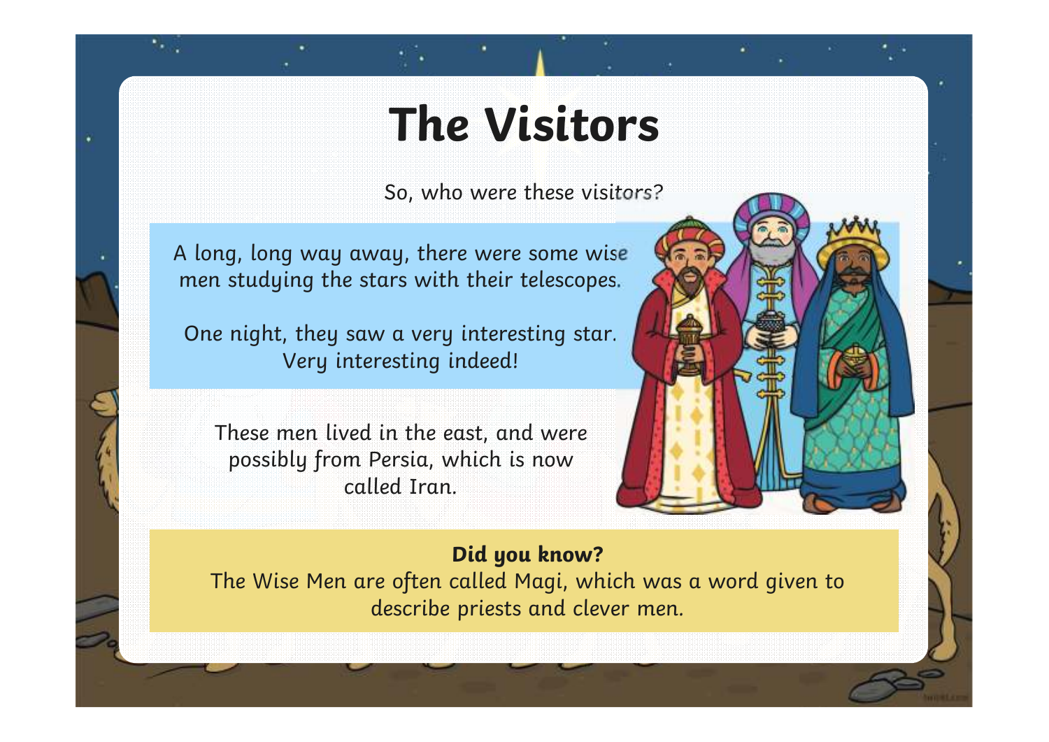# The Visitors

So, who were these visitors?

A long, long way away, there were some wise men studying the stars with their telescopes.

One night, they saw a very interesting star. Very interesting indeed!

These men lived in the east, and were possibly from Persia, which is now called Iran.

**Did you know?**
The Wise Men are often called Magi, which was a word given to describe priests and clever men.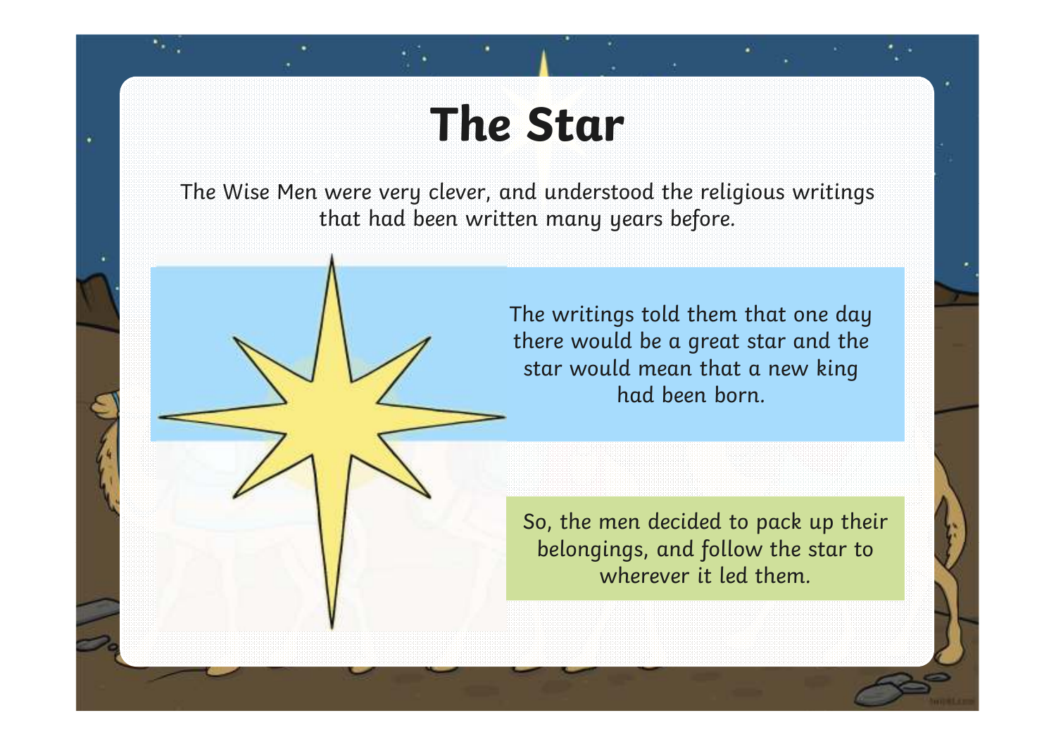# The Star

The Wise Men were very clever, and understood the religious writings that had been written many years before.

The writings told them that one day there would be a great star and the star would mean that a new king had been born.

So, the men decided to pack up their belongings, and follow the star to wherever it led them.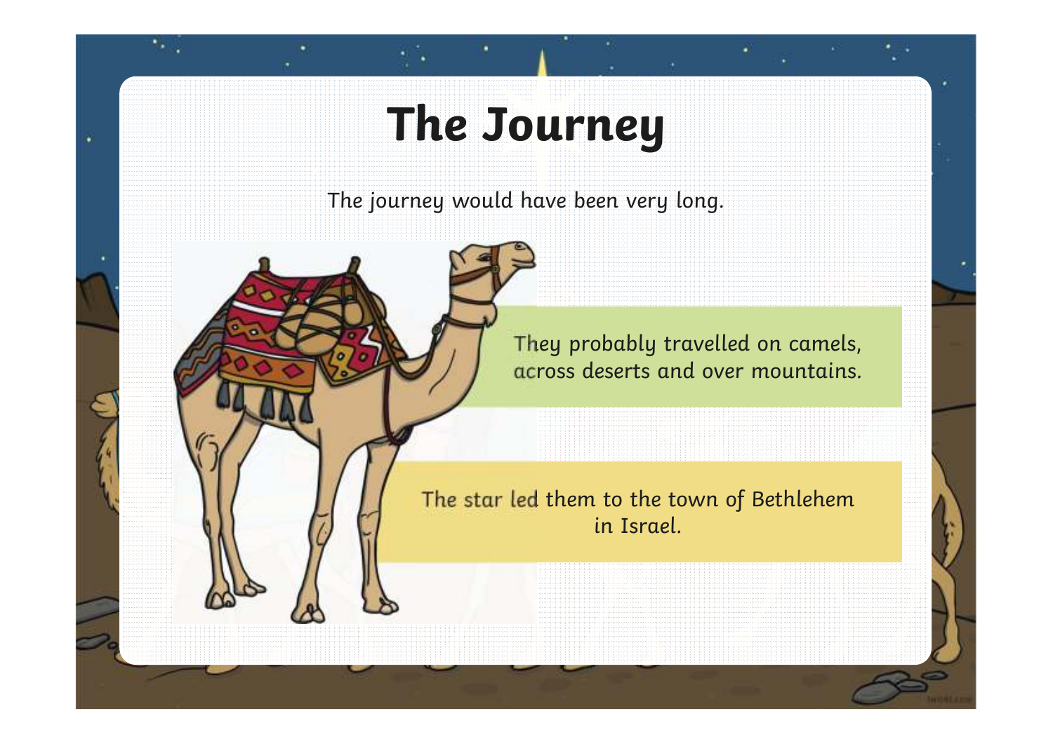# The Journey

The journey would have been very long.

They probably travelled on camels, across deserts and over mountains.

The star led them to the town of Bethlehem in Israel.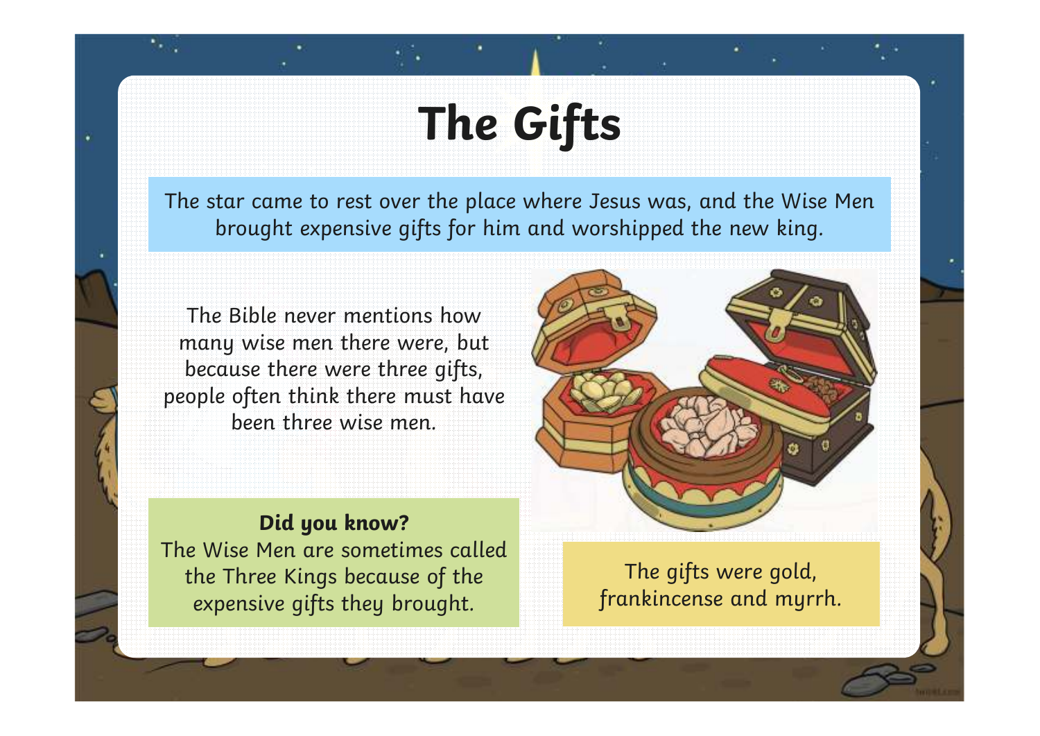# The Gifts

The star came to rest over the place where Jesus was, and the Wise Men brought expensive gifts for him and worshipped the new king.

The Bible never mentions how many wise men there were, but because there were three gifts, people often think there must have been three wise men.

**Did you know?**
The Wise Men are sometimes called the Three Kings because of the expensive gifts they brought.

The gifts were gold, frankincense and myrrh.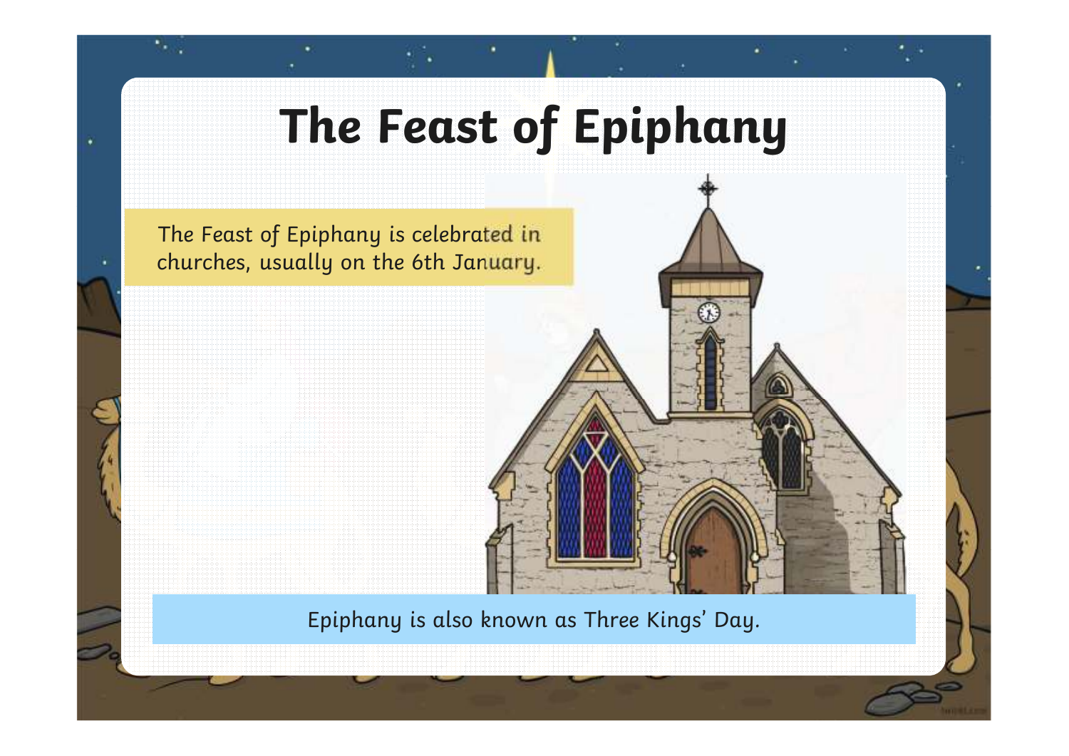# The Feast of Epiphany

The Feast of Epiphany is celebrated in churches, usually on the 6th January.

Epiphany is also known as Three Kings' Day.